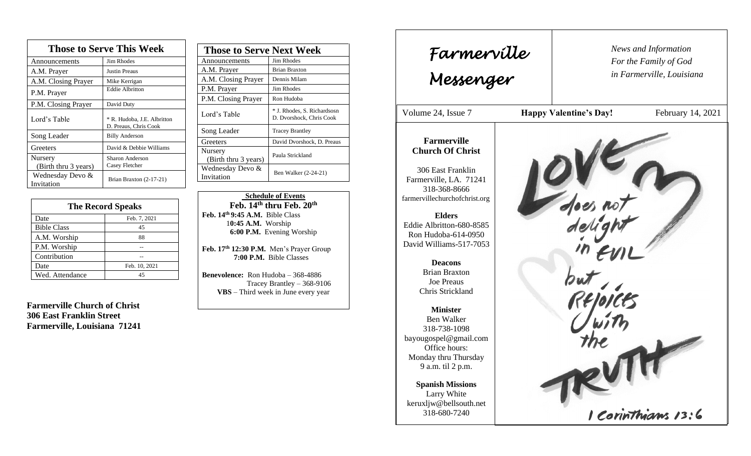## Those to Serve This Week

| Those to Serve This Week | |
|---|---|
| Announcements | Jim Rhodes |
| A.M. Prayer | Justin Preaus |
| A.M. Closing Prayer | Mike Kerrigan |
| P.M. Prayer | Eddie Albritton |
| P.M. Closing Prayer | David Duty |
| Lord's Table | * R. Hudoba, J.E. Albritton D. Preaus, Chris Cook |
| Song Leader | Billy Anderson |
| Greeters | David & Debbie Williams |
| Nursery (Birth thru 3 years) | Sharon Anderson Casey Fletcher |
| Wednesday Devo & Invitation | Brian Braxton (2-17-21) |

## The Record Speaks

| Date | Feb. 7, 2021 |
|---|---|
| Bible Class | 45 |
| A.M. Worship | 88 |
| P.M. Worship | -- |
| Contribution | -- |
| Date | Feb. 10, 2021 |
| Wed. Attendance | 45 |

**Farmerville Church of Christ**
**306 East Franklin Street**
**Farmerville, Louisiana 71241**

## Those to Serve Next Week

| Those to Serve Next Week | |
|---|---|
| Announcements | Jim Rhodes |
| A.M. Prayer | Brian Braxton |
| A.M. Closing Prayer | Dennis Milam |
| P.M. Prayer | Jim Rhodes |
| P.M. Closing Prayer | Ron Hudoba |
| Lord's Table | * J. Rhodes, S. Richardsosn D. Dvorshock, Chris Cook |
| Song Leader | Tracey Brantley |
| Greeters | David Dvorshock, D. Preaus |
| Nursery (Birth thru 3 years) | Paula Strickland |
| Wednesday Devo & Invitation | Ben Walker (2-24-21) |

**Schedule of Events**

**Feb. 14th thru Feb. 20th**

**Feb. 14th 9:45 A.M.** Bible Class
**10:45 A.M.** Worship
**6:00 P.M.** Evening Worship

**Feb. 17th 12:30 P.M.** Men's Prayer Group
**7:00 P.M.** Bible Classes

**Benevolence:** Ron Hudoba – 368-4886
Tracey Brantley – 368-9106
**VBS** – Third week in June every year

# Farmerville Messenger

*News and Information*
*For the Family of God*
*in Farmerville, Louisiana*

Volume 24, Issue 7 — **Happy Valentine's Day!** — February 14, 2021

**Farmerville Church Of Christ**

306 East Franklin
Farmerville, LA. 71241
318-368-8666
farmervillechurchofchrist.org

**Elders**
Eddie Albritton-680-8585
Ron Hudoba-614-0950
David Williams-517-7053

**Deacons**
Brian Braxton
Joe Preaus
Chris Strickland

**Minister**
Ben Walker
318-738-1098
bayougospel@gmail.com
Office hours:
Monday thru Thursday
9 a.m. til 2 p.m.

**Spanish Missions**
Larry White
keruxljw@bellsouth.net
318-680-7240

LOVE does not delight in EVIL but REJOICES with the TRUTH

1 Corinthians 13:6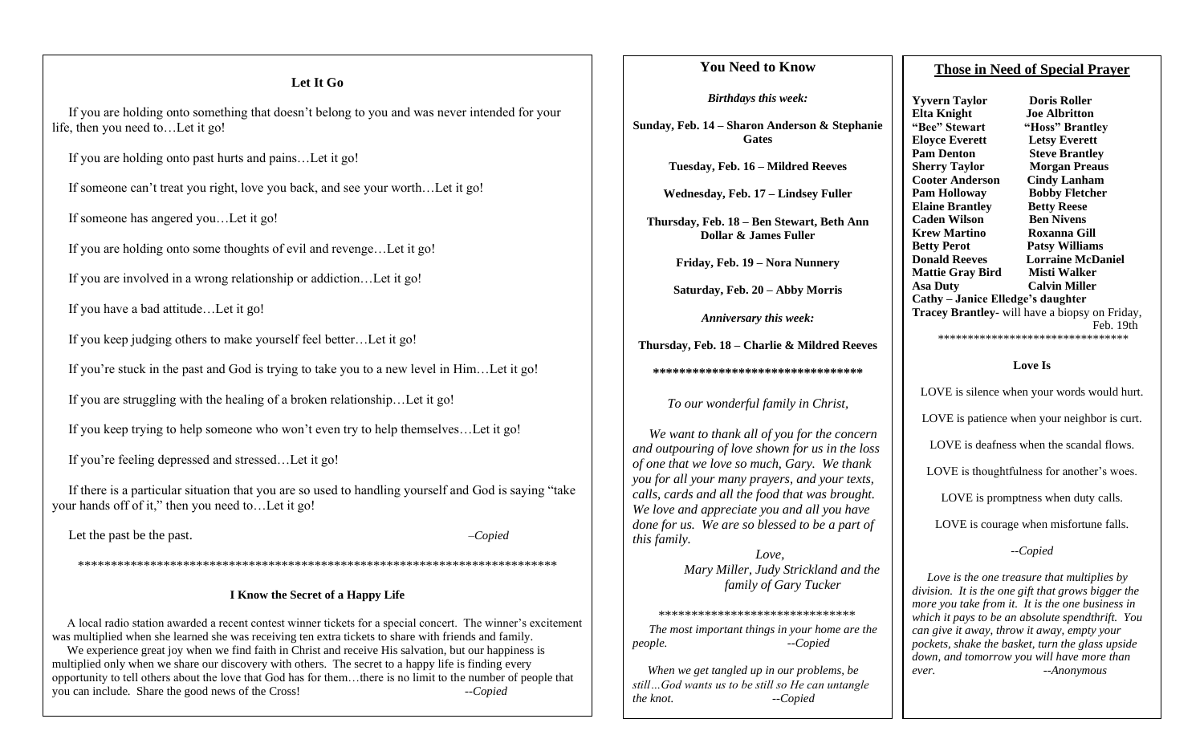## Let It Go

If you are holding onto something that doesn't belong to you and was never intended for your life, then you need to…Let it go!

If you are holding onto past hurts and pains…Let it go!

If someone can't treat you right, love you back, and see your worth…Let it go!

If someone has angered you…Let it go!

If you are holding onto some thoughts of evil and revenge…Let it go!

If you are involved in a wrong relationship or addiction…Let it go!

If you have a bad attitude…Let it go!

If you keep judging others to make yourself feel better…Let it go!

If you're stuck in the past and God is trying to take you to a new level in Him…Let it go!

If you are struggling with the healing of a broken relationship…Let it go!

If you keep trying to help someone who won't even try to help themselves…Let it go!

If you're feeling depressed and stressed…Let it go!

If there is a particular situation that you are so used to handling yourself and God is saying "take your hands off of it," then you need to…Let it go!

Let the past be the past. *–Copied*

\*\*\*\*\*\*\*\*\*\*\*\*\*\*\*\*\*\*\*\*\*\*\*\*\*\*\*\*\*\*\*\*\*\*\*\*\*\*\*\*\*\*\*\*\*\*\*\*\*\*\*\*\*\*\*\*\*\*\*\*\*\*\*\*\*\*\*\*\*\*\*\*\*\*

## I Know the Secret of a Happy Life

A local radio station awarded a recent contest winner tickets for a special concert. The winner's excitement was multiplied when she learned she was receiving ten extra tickets to share with friends and family.

We experience great joy when we find faith in Christ and receive His salvation, but our happiness is multiplied only when we share our discovery with others. The secret to a happy life is finding every opportunity to tell others about the love that God has for them…there is no limit to the number of people that you can include. Share the good news of the Cross! *--Copied*

## You Need to Know

***Birthdays this week:***

**Sunday, Feb. 14 – Sharon Anderson & Stephanie Gates**

**Tuesday, Feb. 16 – Mildred Reeves**

**Wednesday, Feb. 17 – Lindsey Fuller**

**Thursday, Feb. 18 – Ben Stewart, Beth Ann Dollar & James Fuller**

**Friday, Feb. 19 – Nora Nunnery**

**Saturday, Feb. 20 – Abby Morris**

***Anniversary this week:***

**Thursday, Feb. 18 – Charlie & Mildred Reeves**

\*\*\*\*\*\*\*\*\*\*\*\*\*\*\*\*\*\*\*\*\*\*\*\*\*\*\*\*\*\*\*\*\*

*To our wonderful family in Christ,*

*We want to thank all of you for the concern and outpouring of love shown for us in the loss of one that we love so much, Gary. We thank you for all your many prayers, and your texts, calls, cards and all the food that was brought. We love and appreciate you and all you have done for us. We are so blessed to be a part of this family.*

*Love,*
*Mary Miller, Judy Strickland and the family of Gary Tucker*

\*\*\*\*\*\*\*\*\*\*\*\*\*\*\*\*\*\*\*\*\*\*\*\*\*\*\*\*\*\*

*The most important things in your home are the people. --Copied*

*When we get tangled up in our problems, be still…God wants us to be still so He can untangle the knot. --Copied*

## Those in Need of Special Prayer

**Yyvern Taylor**
**Elta Knight**
**"Bee" Stewart**
**Eloyce Everett**
**Pam Denton**
**Sherry Taylor**
**Cooter Anderson**
**Pam Holloway**
**Elaine Brantley**
**Caden Wilson**
**Krew Martino**
**Betty Perot**
**Donald Reeves**
**Mattie Gray Bird**
**Asa Duty**
**Doris Roller**
**Joe Albritton**
**"Hoss" Brantley**
**Letsy Everett**
**Steve Brantley**
**Morgan Preaus**
**Cindy Lanham**
**Bobby Fletcher**
**Betty Reese**
**Ben Nivens**
**Roxanna Gill**
**Patsy Williams**
**Lorraine McDaniel**
**Misti Walker**
**Calvin Miller**
**Cathy – Janice Elledge's daughter**
**Tracey Brantley**- will have a biopsy on Friday, Feb. 19th

\*\*\*\*\*\*\*\*\*\*\*\*\*\*\*\*\*\*\*\*\*\*\*\*\*\*\*\*\*\*\*\*

### Love Is

LOVE is silence when your words would hurt.

LOVE is patience when your neighbor is curt.

LOVE is deafness when the scandal flows.

LOVE is thoughtfulness for another's woes.

LOVE is promptness when duty calls.

LOVE is courage when misfortune falls.

*--Copied*

*Love is the one treasure that multiplies by division. It is the one gift that grows bigger the more you take from it. It is the one business in which it pays to be an absolute spendthrift. You can give it away, throw it away, empty your pockets, shake the basket, turn the glass upside down, and tomorrow you will have more than ever. --Anonymous*